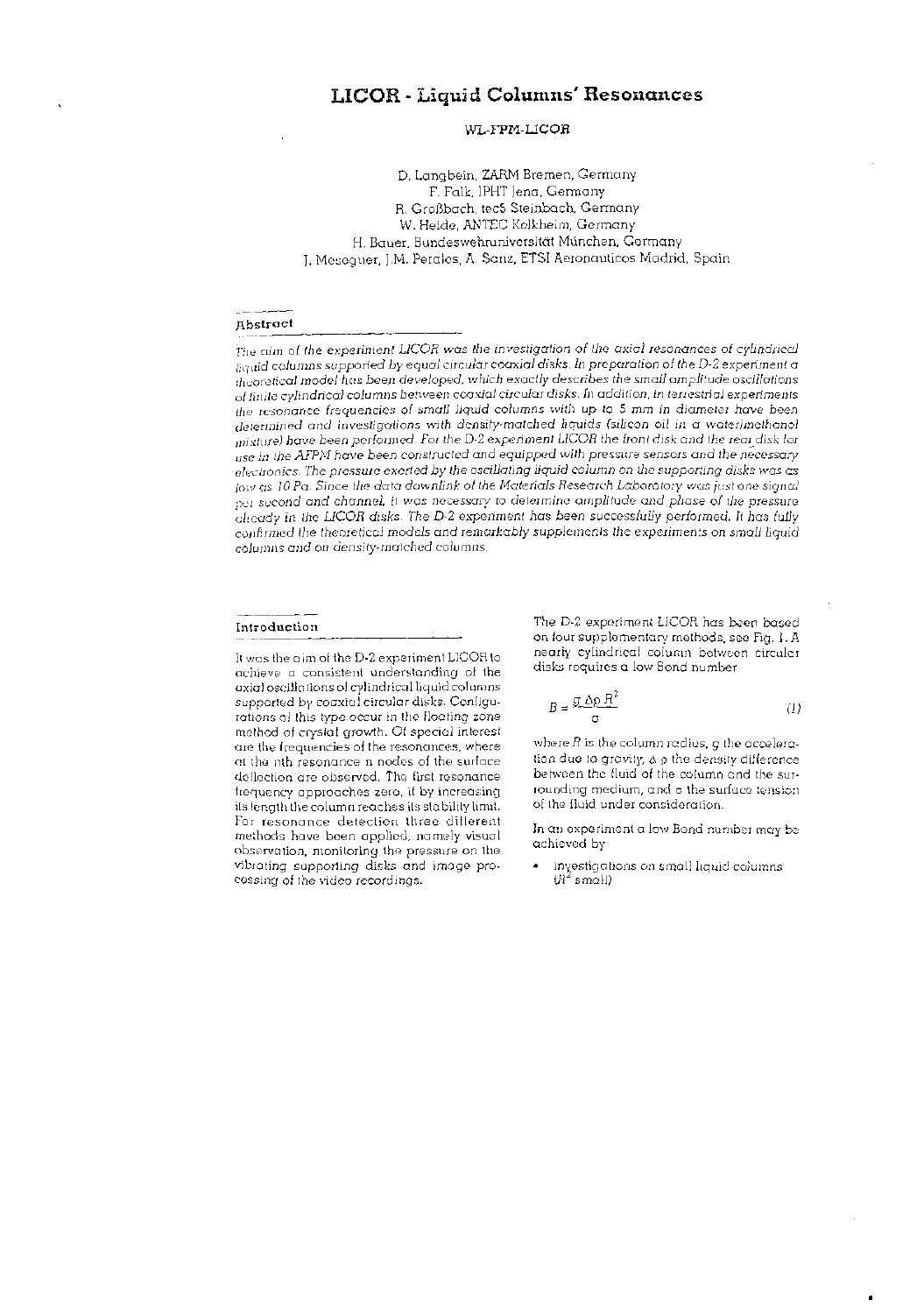# LICOR - Liquid Columns' Resonances

WL-FPM-LICOR

D. Langbein, ZARM Bremen, Germany
F. Falk, IPHT Jena, Germany
R. Großbach, tec5 Steinbach, Germany
W. Heide, ANTEC Kelkheim, Germany
H. Bauer, Bundeswehruniversität München, Germany
J. Meseguer, J.M. Perales, A. Sanz, ETSI Aeronauticos Madrid, Spain

## Abstract

*The aim of the experiment LICOR was the investigation of the axial resonances of cylindrical liquid columns supported by equal circular coaxial disks. In preparation of the D-2 experiment a theoretical model has been developed, which exactly describes the small amplitude oscillations of finite cylindrical columns between coaxial circular disks. In addition, in terrestrial experiments the resonance frequencies of small liquid columns with up to 5 mm in diameter have been determined and investigations with density-matched liquids (silicon oil in a water/methanol mixture) have been performed. For the D-2 experiment LICOR the front disk and the rear disk for use in the AFPM have been constructed and equipped with pressure sensors and the necessary electronics. The pressure exerted by the oscillating liquid column on the supporting disks was as low as 10 Pa. Since the data downlink of the Materials Research Laboratory was just one signal per second and channel, it was necessary to determine amplitude and phase of the pressure already in the LICOR disks. The D-2 experiment has been successfully performed. It has fully confirmed the theoretical models and remarkably supplements the experiments on small liquid columns and on density-matched columns.*

## Introduction

It was the aim of the D-2 experiment LICOR to achieve a consistent understanding of the axial oscillations of cylindrical liquid columns supported by coaxial circular disks. Configurations of this type occur in the floating zone method of crystal growth. Of special interest are the frequencies of the resonances, where at the nth resonance n nodes of the surface deflection are observed. The first resonance frequency approaches zero, if by increasing its length the column reaches its stability limit. For resonance detection three different methods have been applied, namely visual observation, monitoring the pressure on the vibrating supporting disks and image processing of the video recordings.

The D-2 experiment LICOR has been based on four supplementary methods, see Fig. 1. A nearly cylindrical column between circular disks requires a low Bond number

$$B = \frac{g \, \Delta\rho \, R^2}{\sigma} \tag{1}$$

where $R$ is the column radius, $g$ the acceleration due to gravity, $\Delta\rho$ the density difference between the fluid of the column and the surrounding medium, and $\sigma$ the surface tension of the fluid under consideration.

In an experiment a low Bond number may be achieved by

- investigations on small liquid columns ($R^2$ small)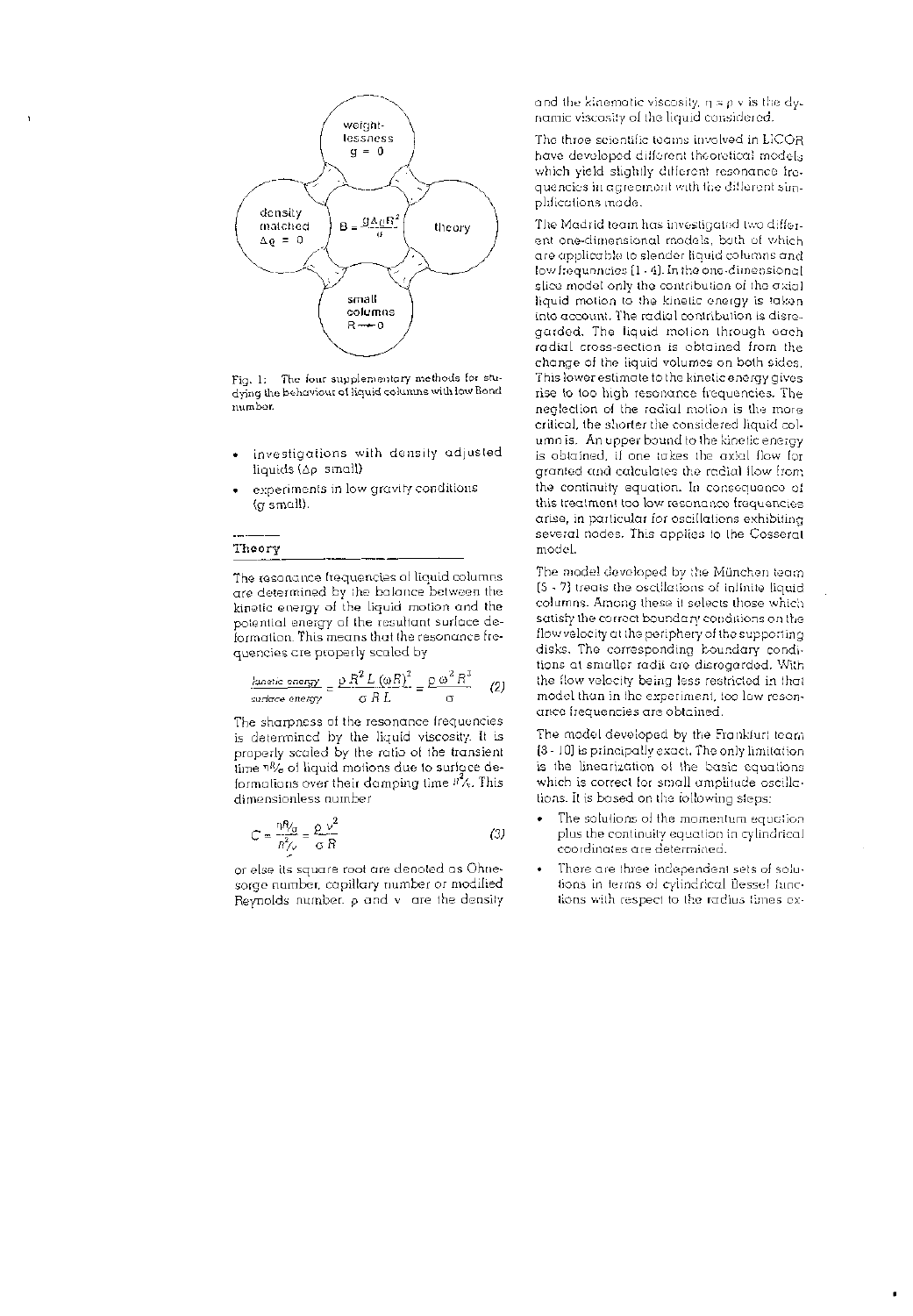Fig. 1: The four supplementary methods for studying the behaviour of liquid columns with low Bond number.

- investigations with density adjusted liquids ($\Delta\rho$ small)
- experiments in low gravity conditions ($g$ small).

## Theory

The resonance frequencies of liquid columns are determined by the balance between the kinetic energy of the liquid motion and the potential energy of the resultant surface deformation. This means that the resonance frequencies are properly scaled by

$$\frac{\text{kinetic energy}}{\text{surface energy}} = \frac{\rho R^2 L (\omega R)^2}{\sigma R L} = \frac{\rho \omega^2 R^3}{\sigma} \qquad (2)$$

The sharpness of the resonance frequencies is determined by the liquid viscosity. It is properly scaled by the ratio of the transient time $\eta R/\sigma$ of liquid motions due to surface deformations over their damping time $R^2/\nu$. This dimensionless number

$$C = \frac{\eta R/\sigma}{R^2/\nu} = \frac{\rho \nu^2}{\sigma R} \qquad (3)$$

or else its square root are denoted as Ohnesorge number, capillary number or modified Reynolds number. $\rho$ and $\nu$ are the density and the kinematic viscosity, $\eta = \rho \nu$ is the dynamic viscosity of the liquid considered.

The three scientific teams involved in LICOR have developed different theoretical models which yield slightly different resonance frequencies in agreement with the different simplifications made.

The Madrid team has investigated two different one-dimensional models, both of which are applicable to slender liquid columns and low frequencies [1 - 4]. In the one-dimensional slice model only the contribution of the axial liquid motion to the kinetic energy is taken into account. The radial contribution is disregarded. The liquid motion through each radial cross-section is obtained from the change of the liquid volumes on both sides. This lower estimate to the kinetic energy gives rise to too high resonance frequencies. The neglection of the radial motion is the more critical, the shorter the considered liquid column is. An upper bound to the kinetic energy is obtained, if one takes the axial flow for granted and calculates the radial flow from the continuity equation. In consequence of this treatment too low resonance frequencies arise, in particular for oscillations exhibiting several nodes. This applies to the Cosserat model.

The model developed by the München team [5 - 7] treats the oscillations of infinite liquid columns. Among these it selects those which satisfy the correct boundary conditions on the flow velocity at the periphery of the supporting disks. The corresponding boundary conditions at smaller radii are disregarded. With the flow velocity being less restricted in that model than in the experiment, too low resonance frequencies are obtained.

The model developed by the Frankfurt team [8 - 10] is principally exact. The only limitation is the linearization of the basic equations which is correct for small amplitude oscillations. It is based on the following steps:

- The solutions of the momentum equation plus the continuity equation in cylindrical coordinates are determined.
- There are three independent sets of solutions in terms of cylindrical Bessel functions with respect to the radius times ex-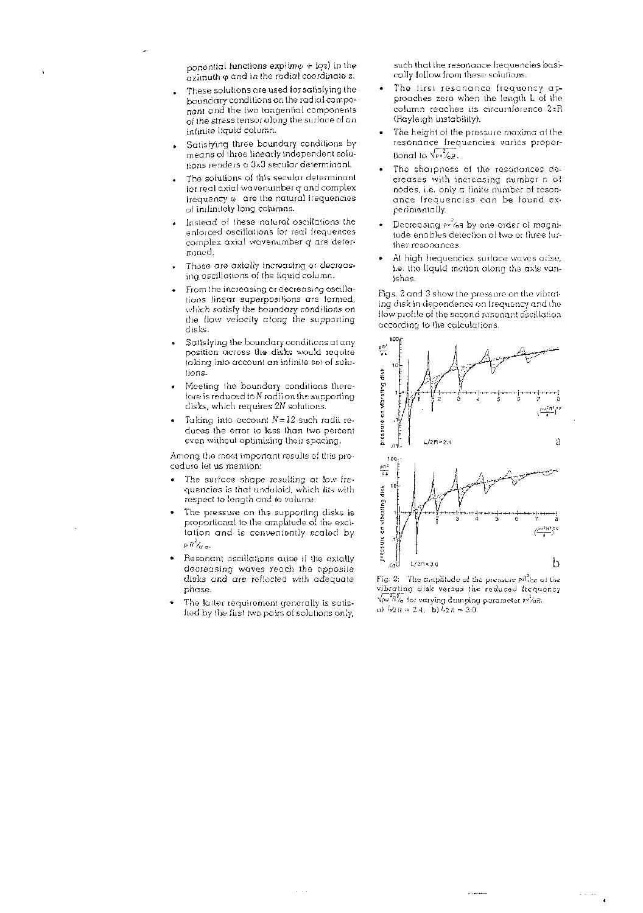ponential functions $\exp(im\varphi + iqz)$ in the azimuth $\varphi$ and in the radial coordinate $z$.

- These solutions are used for satisfying the boundary conditions on the radial component and the two tangential components of the stress tensor along the surface of an infinite liquid column.
- Satisfying three boundary conditions by means of three linearly independent solutions renders a 3x3 secular determinant.
- The solutions of this secular determinant for real axial wavenumber $q$ and complex frequency $\omega$ are the natural frequencies of infinitely long columns.
- Instead of these natural oscillations the enforced oscillations for real frequences complex axial wavenumber $q$ are determined.
- These are axially increasing or decreasing oscillations of the liquid column.
- From the increasing or decreasing oscillations linear superpositions are formed, which satisfy the boundary conditions on the flow velocity along the supporting disks.
- Satisfying the boundary conditions at any position across the disks would require taking into account an infinite set of solutions.
- Meeting the boundary conditions therefore is reduced to $N$ radii on the supporting disks, which requires $2N$ solutions.
- Taking into account $N=12$ such radii reduces the error to less than two percent even without optimizing their spacing.

Among the most important results of this procedure let us mention:

- The surface shape resulting at low frequencies is that unduloid, which fits with respect to length and to volume.
- The pressure on the supporting disks is proportional to the amplitude of the excitation and is conveniently scaled by $\rho R^2/_{a\,\sigma}$.
- Resonant oscillations arise if the axially decreasing waves reach the opposite disks and are reflected with adequate phase.
- The latter requirement generally is satisfied by the first two pairs of solutions only, such that the resonance frequencies basically follow from these solutions.
- The first resonance frequency approaches zero when the length L of the column reaches its circumference $2\pi R$ (Rayleigh instability).
- The height of the pressure maxima at the resonance frequencies varies proportional to $\sqrt{\rho\nu^2/\sigma R}$.
- The sharpness of the resonances decreases with increasing number n of nodes, i.e. only a finite number of resonance frequencies can be found experimentally.
- Decreasing $\rho\nu^2/\sigma R$ by one order of magnitude enables detection of two or three further resonances.
- At high frequencies surface waves arise, i.e. the liquid motion along the axis vanishes.

Figs. 2 and 3 show the pressure on the vibrating disk in dependence on frequency and the flow profile of the second resonant oscillation according to the calculations.

Fig. 2: The amplitude of the pressure $pR^2/a\sigma$ at the vibrating disk versus the reduced frequency $\sqrt{\rho\omega^2R^3/\sigma}$ for varying damping parameter $\rho\nu^2/\sigma R$. a) $L/2R = 2.4$; b) $L/2R = 3.0$.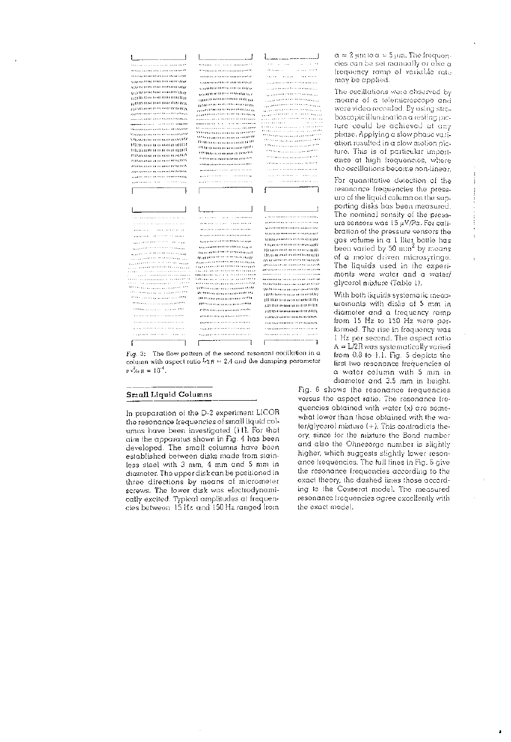Fig. 3: The flow pattern of the second resonant oscillation in a column with aspect ratio $L/2R = 2.4$ and the damping parameter $\rho\nu^2/\sigma R = 10^{-4}$.

## Small Liquid Columns

In preparation of the D-2 experiment LICOR the resonance frequencies of small liquid columns have been investigated [11]. For that aim the apparatus shown in Fig. 4 has been developed. The small columns have been established between disks made from stainless steel with 3 mm, 4 mm and 5 mm in diameter. The upper disk can be positioned in three directions by means of micrometer screws. The lower disk was electrodynamically excited. Typical amplitudes at frequencies between 15 Hz and 150 Hz ranged from $a = 2$ µm to $a = 5$ µm. The frequencies can be set manually or else a frequency ramp of variable rate may be applied.

The oscillations were observed by means of a telemicroscope and were video recorded. By using stroboscopic illumination a resting picture could be achieved at any phase. Applying a slow phase variation resulted in a slow motion picture. This is of particular importance at high frequencies, where the oscillations become non-linear.

For quantitative detection of the resonance frequencies the pressure of the liquid column on the supporting disks has been measured. The nominal sensity of the pressure sensors was 15 µV/Pa. For calibration of the pressure sensors the gas volume in a 1 liter bottle has been varied by 50 mm$^2$ by means of a motor driven microsyringe. The liquids used in the experiments were water and a water/glycerol mixture (Table 1).

With both liquids systematic measurements with disks of 5 mm in diameter and a frequency ramp from 15 Hz to 150 Hz were performed. The rise in frequency was 1 Hz per second. The aspect ratio $\Lambda = L/2R$ was systematically varied from 0.8 to 1.1. Fig. 5 depicts the first two resonance frequencies of a water column with 5 mm in diameter and 3.5 mm in height. Fig. 6 shows the resonance frequencies versus the aspect ratio. The resonance frequencies obtained with water (x) are somewhat lower than those obtained with the water/glycerol mixture (+). This contradicts theory, since for the mixture the Bond number and also the Ohnesorge number is slightly higher, which suggests slightly lower resonance frequencies. The full lines in Fig. 6 give the resonance frequencies according to the exact theory, the dashed lines those according to the Cosserat model. The measured resonance frequencies agree excellently with the exact model.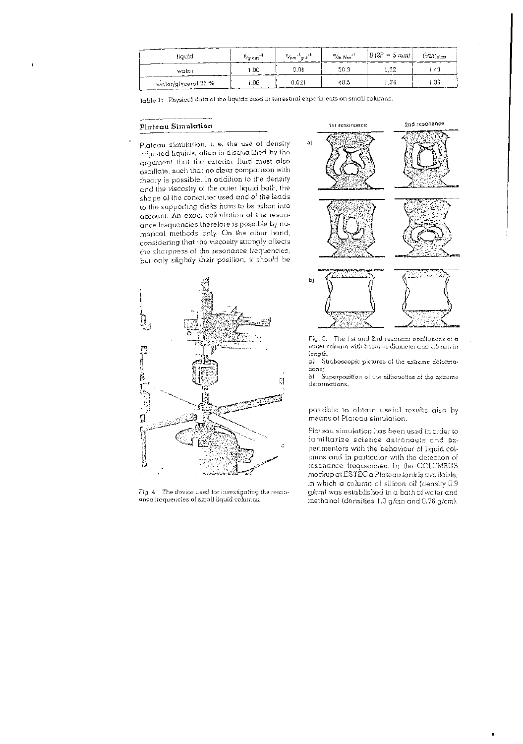| liquid | $\rho/_{g\,cm^{-3}}$ | $\eta/_{cm^{-1}\,g\,s^{-1}}$ | $\sigma/_{m\,Nm^{-1}}$ | $B\,(2R = 5\,mm)$ | $(\ell/2R)_{max}$ |
|---|---|---|---|---|---|
| water | 1.00 | 0.01 | 50.3 | 1.22 | 1.43 |
| water/glycerol 25 % | 1.06 | 0.021 | 48.5 | 1.34 | 1.38 |

Table 1: Physical data of the liquids used in terrestrial experiments on small columns.

## Plateau Simulation

Plateau simulation, i. e. the use of density adjusted liquids, often is disqualified by the argument that the exterior fluid must also oscillate, such that no clear comparison with theory is possible. In addition to the density and the viscosity of the outer liquid bath, the shape of the container used and of the leads to the supporting disks have to be taken into account. An exact calculation of the resonance frequencies therefore is possible by numerical methods only. On the other hand, considering that the viscosity strongly affects the sharpness of the resonance frequencies, but only slightly their position, it should be possible to obtain useful results also by means of Plateau simulation.

Fig. 4: The device used for investigating the resonance frequencies of small liquid columns.

Fig. 5: The 1st and 2nd resonant oscillations of a water column with 5 mm in diameter and 8.5 mm in length.

a) Stroboscopic pictures of the extreme deformations;

b) Superposition of the silhouettes of the extreme deformations.

Plateau simulation has been used in order to familiarize science astronauts and experimenters with the behaviour of liquid columns and in particular with the detection of resonance frequencies. In the COLUMBUS mockup at ESTEC a Plateau tank is available, in which a column of silicon oil (density 0.9 g/cm) was established in a bath of water and methanol (densities 1.0 g/cm and 0.78 g/cm).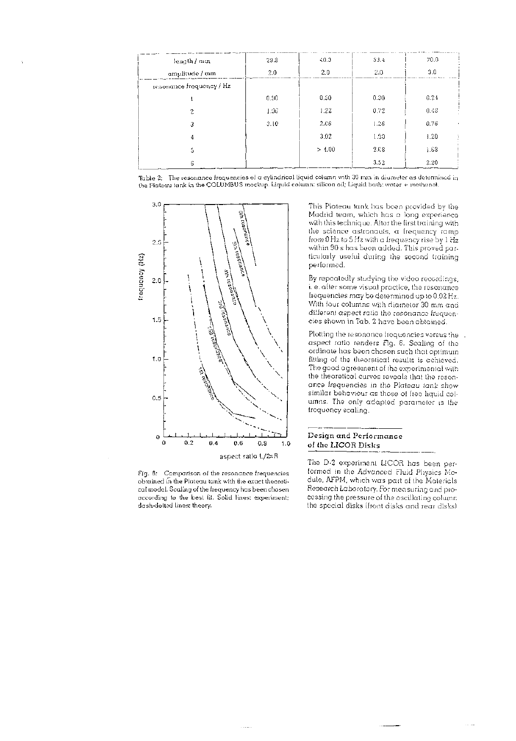| length / mm | 29.8 | 40.3 | 53.4 | 70.0 |
|---|---|---|---|---|
| amplitude / mm | 2.0 | 2.0 | 2.0 | 3.0 |
| resonance frequency / Hz | | | | |
| 1 | 0.90 | 0.50 | 0.30 | 0.24 |
| 2 | 1.06 | 1.22 | 0.72 | 0.46 |
| 3 | 3.10 | 2.06 | 1.26 | 0.76 |
| 4 | | 3.02 | 1.90 | 1.20 |
| 5 | | > 4.00 | 2.68 | 1.68 |
| 6 | | | 3.52 | 2.20 |

Table 2: The resonance frequencies of a cylindrical liquid column with 30 mm in diameter as determined in the Plateau tank in the COLUMBUS mockup. Liquid column: silicon oil; Liquid bath: water + methanol.

Fig. 6: Comparison of the resonance frequencies obtained in the Plateau tank with the exact theoretical model. Scaling of the frequency has been chosen according to the best fit. Solid lines: experiment; dash-dotted lines: theory.

This Plateau tank has been provided by the Madrid team, which has a long experience with this technique. After the first training with the science astronauts, a frequency ramp from 0 Hz to 5 Hz with a frequency rise by 1 Hz within 90 s has been added. This proved particularly useful during the second training performed.

By repeatedly studying the video recordings, i. e. after some visual practice, the resonance frequencies may be determined up to 0.02 Hz. With four columns with diameter 30 mm and different *aspect ratio* the resonance frequencies shown in Tab. 2 have been obtained.

Plotting the resonance frequencies versus the aspect ratio renders *Fig. 6*. Scaling of the ordinate has been chosen such that optimum fitting of the theoretical results is achieved. The good agreement of the experimental with the theoretical curves reveals that the resonance frequencies in the *Plateau tank* show similar behaviour as those of free liquid columns. The only adapted parameter is the frequency scaling.

## Design and Performance of the LICOR Disks

The D-2 experiment LICOR has been performed in the Advanced Fluid Physics Module, AFPM, which was part of the Materials Research Laboratory. For measuring and processing the pressure of the oscillating column the special disks (front disks and rear disks)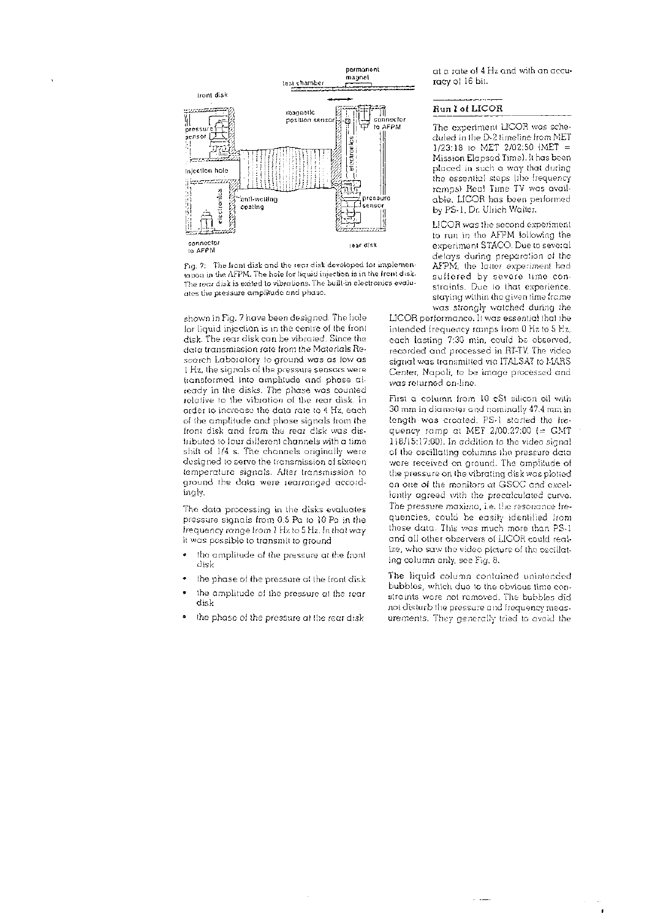Fig. 7: The front disk and the rear disk developed for implementation in the AFPM. The hole for liquid injection is in the front disk. The rear disk is exited to vibrations. The built-in electronics evaluates the pressure amplitude and phase.

shown in Fig. 7 have been designed. The hole for liquid injection is in the centre of the front disk. The rear disk can be vibrated. Since the data transmission rate from the Materials Research Laboratory to ground was as low as 1 Hz, the signals of the pressure sensors were transformed into amplitude and phase already in the disks. The phase was counted relative to the vibration of the rear disk. In order to increase the data rate to 4 Hz, each of the amplitude and phase signals from the front disk and from the rear disk was distributed to four different channels with a time shift of 1/4 s. The channels originally were designed to serve the transmission of sixteen temperature signals. After transmission to ground the data were rearranged accordingly.

The data processing in the disks evaluates pressure signals from 0.5 Pa to 10 Pa in the frequency range from 1 Hz to 5 Hz. In that way it was possible to transmit to ground

- the amplitude of the pressure at the front disk
- the phase of the pressure at the front disk
- the amplitude of the pressure at the rear disk
- the phase of the pressure at the rear disk

at a rate of 4 Hz and with an accuracy of 16 bit.

## Run 1 of LICOR

The experiment LICOR was scheduled in the D-2 timeline from MET 1/23:18 to MET 2/02:50 (MET = Mission Elapsed Time). It has been placed in such a way that during the essential steps (the frequency ramps) Real Time TV was available. LICOR has been performed by PS-1, Dr. Ulrich Walter.

LICOR was the second experiment to run in the AFPM following the experiment STACO. Due to several delays during preparation of the AFPM, the latter experiment had suffered by severe time constraints. Due to that experience, staying within the given time frame was strongly watched during the LICOR performance. It was essential that the intended frequency ramps from 0 Hz to 5 Hz, each lasting 7:30 min, could be observed, recorded and processed in RT-TV. The video signal was transmitted via ITALSAT to MARS Center, Napoli, to be image processed and was returned on-line.

First a column from 10 cSt silicon oil with 30 mm in diameter and nominally 47.4 mm in length was created. PS-1 started the frequency ramp at MET 2/00:27:00 (= GMT 118/15:17:00). In addition to the video signal of the oscillating columns the pressure data were received on ground. The amplitude of the pressure on the vibrating disk was plotted on one of the monitors at GSOC and excellently agreed with the precalculated curve. The pressure maxima, i.e. the resonance frequencies, could be easily identified from these data. This was much more than PS-1 and all other observers of LICOR could realize, who saw the video picture of the oscillating column only, see Fig. 8.

The liquid column contained unintended bubbles, which due to the obvious time constraints were not removed. The bubbles did not disturb the pressure and frequency measurements. They generally tried to avoid the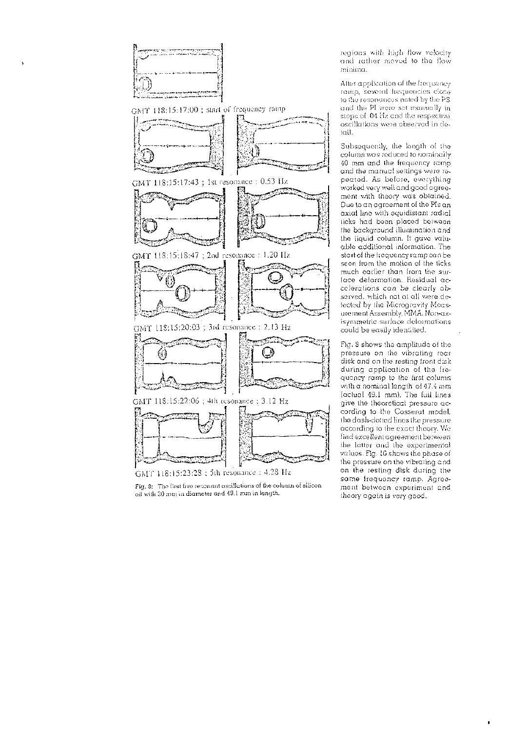GMT 118:15:17:00 ; start of frequency ramp

GMT 118:15:17:43 ; 1st resonance : 0.53 Hz

GMT 118:15:18:47 ; 2nd resonance : 1.20 Hz

GMT 118:15:20:03 ; 3rd resonance : 2.13 Hz

GMT 118:15:22:06 ; 4th resonance : 3.12 Hz

GMT 118:15:23:28 ; 5th resonance : 4.28 Hz

Fig. 8: The first five resonant oscillations of the column of silicon oil with 30 mm in diameter and 49.1 mm in length.

regions with high flow velocity and rather moved to the flow minima.

After application of the frequency ramp, several frequencies close to the resonances noted by the PS and the PI were set manually in steps of .04 Hz and the respective oscillations were observed in detail.

Subsequently, the length of the column was reduced to nominally 40 mm and the frequency ramp and the manual settings were repeated. As before, everything worked very well and good agreement with theory was obtained. Due to an agreement of the PIs an axial line with equidistant radial ticks had been placed between the background illumination and the liquid column. It gave valuable additional information. The start of the frequency ramp can be seen from the motion of the ticks much earlier than from the surface deformation. Residual accelerations can be clearly observed, which not at all were detected by the Microgravity Measurement Assembly, MMA. Non-axisymmetric surface deformations could be easily identified.

Fig. 9 shows the amplitude of the pressure on the vibrating rear disk and on the resting front disk during application of the frequency ramp to the first column with a nominal length of 47.4 mm (actual 49.1 mm). The full lines give the theoretical pressure according to the Cosserat model, the dash-dotted lines the pressure according to the exact theory. We find excellent agreement between the latter and the experimental values. Fig. 10 shows the phase of the pressure on the vibrating and on the resting disk during the same frequency ramp. Agreement between experiment and theory again is very good.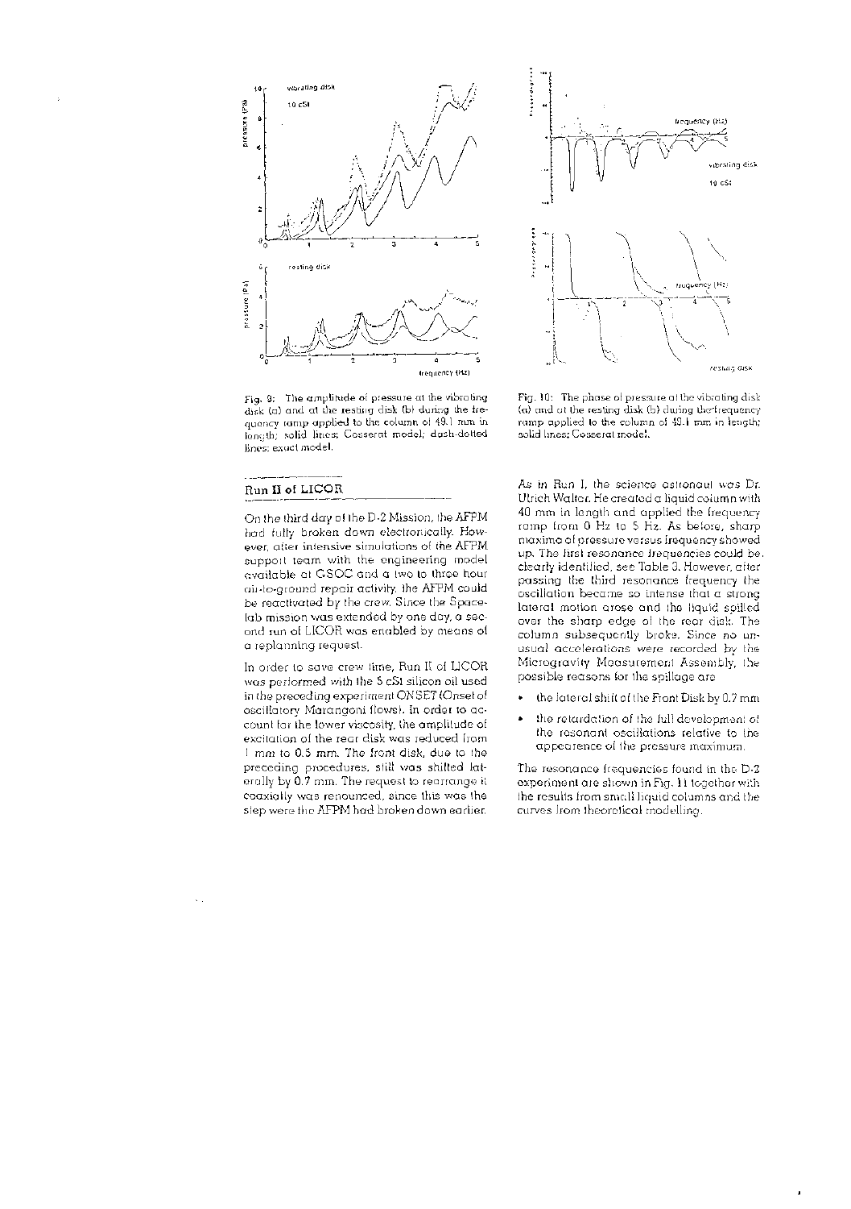Fig. 9: The amplitude of pressure at the vibrating disk (a) and at the resting disk (b) during the frequency ramp applied to the column of 49.1 mm in length; solid lines: Cosserat model; dash-dotted lines: exact model.

Fig. 10: The phase of pressure at the vibrating disk (a) and at the resting disk (b) during the frequency ramp applied to the column of 49.1 mm in length; solid lines: Cosserat model.

## Run II of LICOR

On the third day of the D-2 Mission, the AFPM had fully broken down electronically. However, after intensive simulations of the AFPM support team with the engineering model available at GSOC and a two to three hour air-to-ground repair activity, the AFPM could be reactivated by the crew. Since the Spacelab mission was extended by one day, a second run of LICOR was enabled by means of a replanning request.

In order to save crew time, Run II of LICOR was performed with the 5 cSt silicon oil used in the preceding experiment ONSET (Onset of oscillatory Marangoni flows). In order to account for the lower viscosity, the amplitude of excitation of the rear disk was reduced from 1 mm to 0.5 mm. The front disk, due to the preceding procedures, still was shifted laterally by 0.7 mm. The request to rearrange it coaxially was renounced, since this was the step were the AFPM had broken down earlier.

As in Run I, the science astronaut was Dr. Ulrich Walter. He created a liquid column with 40 mm in length and applied the frequency ramp from 0 Hz to 5 Hz. As before, sharp maxima of pressure versus frequency showed up. The first resonance frequencies could be clearly identified, see Table 3. However, after passing the third resonance frequency the oscillation became so intense that a strong lateral motion arose and the liquid spilled over the sharp edge of the rear disk. The column subsequently broke. Since no unusual accelerations were recorded by the Microgravity Measurement Assembly, the possible reasons for the spillage are

- the lateral shift of the Front Disk by 0.7 mm
- the retardation of the full development of the resonant oscillations relative to the appearence of the pressure maximum.

The resonance frequencies found in the D-2 experiment are shown in Fig. 11 together with the results from small liquid columns and the curves from theoretical modelling.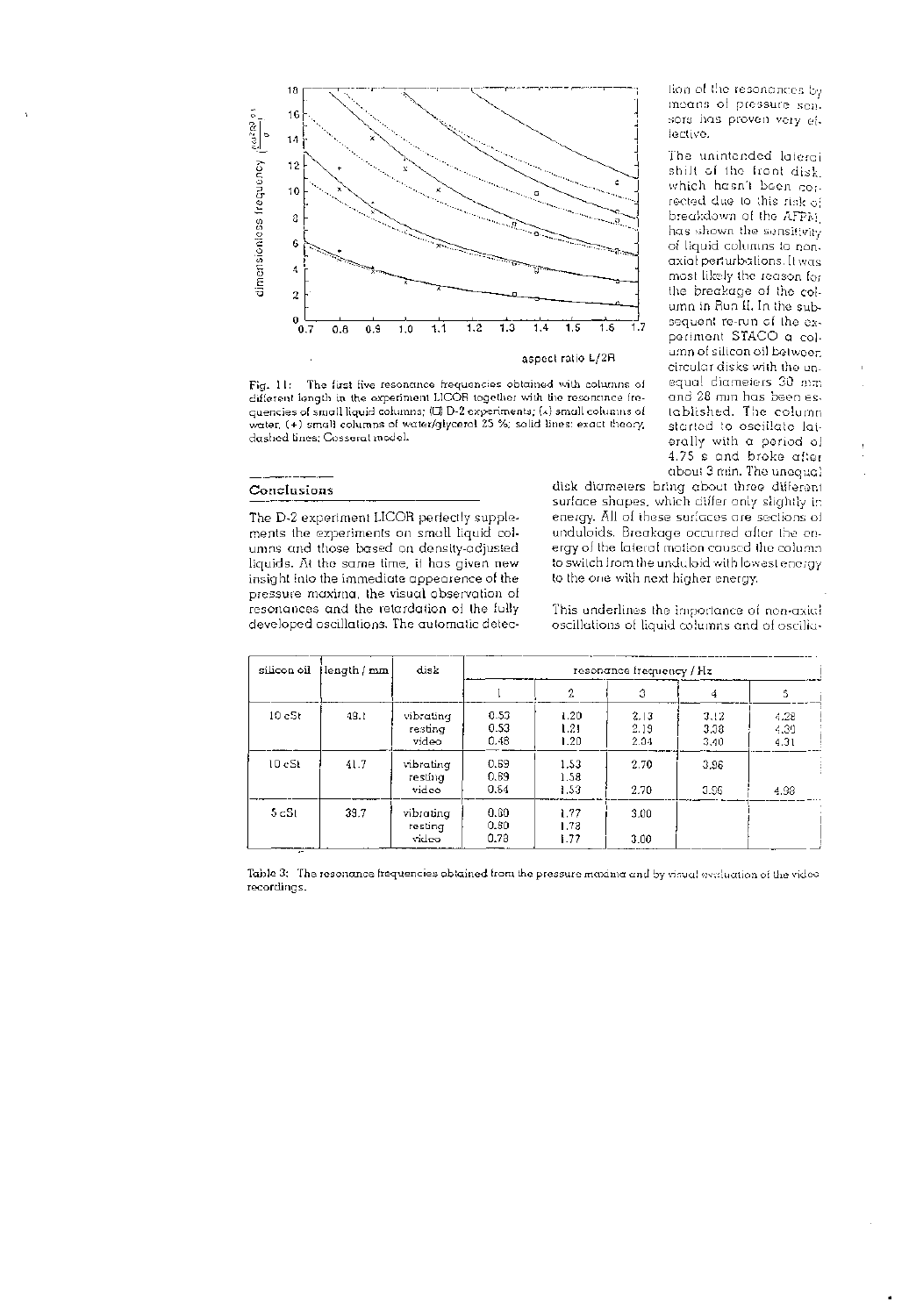Fig. 11: The first five resonance frequencies obtained with columns of different length in the experiment LICOR together with the resonance frequencies of small liquid columns; (□) D-2 experiments; (x) small columns of water, (+) small columns of water/glycerol 25 %; solid lines: exact theory, dashed lines: Cosserat model.

## Conclusions

The D-2 experiment LICOR perfectly supplements the experiments on small liquid columns and those based on density-adjusted liquids. At the same time, it has given new insight into the immediate appearance of the pressure maxima, the visual observation of resonances and the retardation of the fully developed oscillations. The automatic detection of the resonances by means of pressure sensors has proven very effective.

The unintended lateral shift of the front disk, which hasn't been corrected due to this risk of breakdown of the AFPM, has shown the sensitivity of liquid columns to non-axial perturbations. It was most likely the reason for the breakage of the column in Run II. In the subsequent re-run of the experiment STACO a column of silicon oil between circular disks with the unequal diameters 30 mm and 28 mm has been established. The column started to oscillate laterally with a period of 4.75 s and broke after about 3 min. The unequal disk diameters bring about three different surface shapes, which differ only slightly in energy. All of these surfaces are sections of unduloids. Breakage occurred after the energy of the lateral motion caused the column to switch from the unduloid with lowest energy to the one with next higher energy.

This underlines the importance of non-axial oscillations of liquid columns and of oscilla-

| silicon oil | length / mm | disk | resonance frequency / Hz | | | | |
|---|---|---|---|---|---|---|---|
| | | | 1 | 2 | 3 | 4 | 5 |
| 10 cSt | 49.1 | vibrating<br>resting<br>video | 0.53<br>0.53<br>0.48 | 1.20<br>1.21<br>1.20 | 2.13<br>2.19<br>2.04 | 3.12<br>3.38<br>3.40 | 4.28<br>4.30<br>4.31 |
| 10 cSt | 41.7 | vibrating<br>resting<br>video | 0.69<br>0.69<br>0.64 | 1.53<br>1.58<br>1.53 | 2.70<br><br>2.70 | 3.96<br><br>3.96 | <br><br>4.98 |
| 5 cSt | 39.7 | vibrating<br>resting<br>video | 0.80<br>0.80<br>0.78 | 1.77<br>1.78<br>1.77 | 3.00<br><br>3.00 | | |

Table 3: The resonance frequencies obtained from the pressure maxima and by visual evaluation of the video recordings.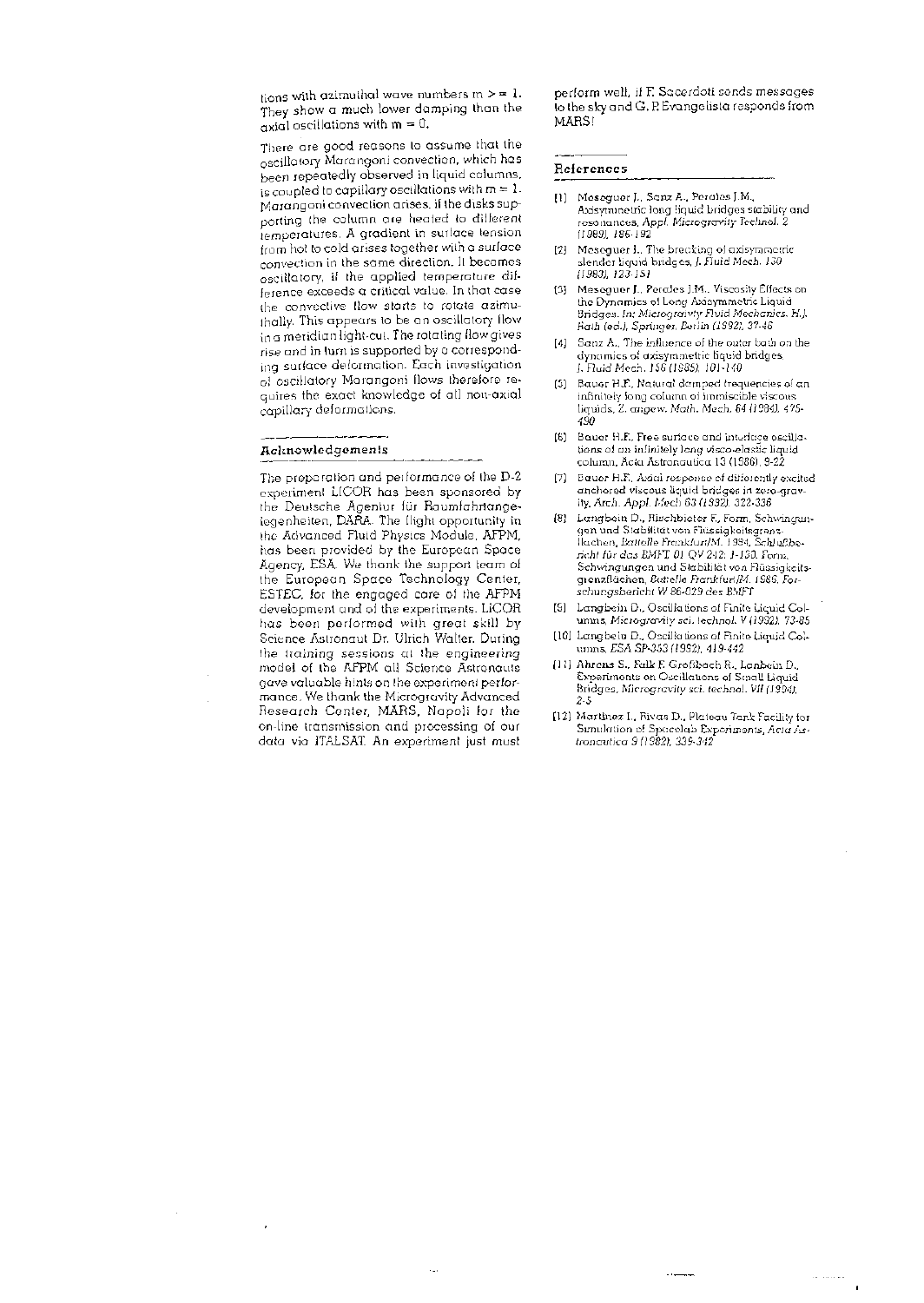tions with azimuthal wave numbers $m >= 1$. They show a much lower damping than the axial oscillations with $m = 0$.

There are good reasons to assume that the oscillatory Marangoni convection, which has been repeatedly observed in liquid columns, is coupled to capillary oscillations with $m = 1$. Marangoni convection arises, if the disks supporting the column are heated to different temperatures. A gradient in surface tension from hot to cold arises together with a surface convection in the same direction. It becomes oscillatory, if the applied temperature difference exceeds a critical value. In that case the convective flow starts to rotate azimuthally. This appears to be an oscillatory flow in a meridian light-cut. The rotating flow gives rise and in turn is supported by a corresponding surface deformation. Each investigation of oscillatory Marangoni flows therefore requires the exact knowledge of all non-axial capillary deformations.

## Acknowledgements

The preparation and performance of the D-2 experiment LICOR has been sponsored by the Deutsche Agentur für Raumfahrtangelegenheiten, DARA. The flight opportunity in the Advanced Fluid Physics Module, AFPM, has been provided by the European Space Agency, ESA. We thank the support team of the European Space Technology Center, ESTEC, for the engaged care of the AFPM development and of the experiments. LICOR has been performed with great skill by Science Astronaut Dr. Ulrich Walter. During the training sessions at the engineering model of the AFPM all Science Astronauts gave valuable hints on the experiment performance. We thank the Microgravity Advanced Research Center, MARS, Napoli for the on-line transmission and processing of our data via ITALSAT. An experiment just must perform well, if F. Sacerdoti sends messages to the sky and G. P. Evangelista responds from MARS!

## References

[1] Meseguer J., Sanz A., Perales J.M., Axisymmetric long liquid bridges stability and resonances, *Appl. Microgravity Technol.* 2 (1989), 186-192

[2] Meseguer J., The breaking of axisymmetric slender liquid bridges, *J. Fluid Mech.* 130 (1983), 123-151

[3] Meseguer J., Perales J.M., Viscosity Effects on the Dynamics of Long Axisymmetric Liquid Bridges. In: *Microgravity Fluid Mechanics. H.J. Rath (ed.)*, Springer, Berlin (1992), 37-46

[4] Sanz A., The influence of the outer bath on the dynamics of axisymmetric liquid bridges *J. Fluid Mech.* 156 (1985), 101-140

[5] Bauer H.F., Natural damped frequencies of an infinitely long column of immiscible viscous liquids, Z. angew. *Math. Mech.* 64 (1984), 475-490

[6] Bauer H.F., Free surface and interface oscillations of an infinitely long visco-elastic liquid column, Acta Astronautica 13 (1986), 9-22

[7] Bauer H.F., Axial response of differently excited anchored viscous liquid bridges in zero-gravity, *Arch. Appl. Mech* 63 (1992), 322-336

[8] Langbein D., Rischbieter F., Form, Schwingungen und Stabilität von Flüssigkeitsgrenzflächen, *Battelle Frankfurt/M.* 1984, *Schlußbericht für das BMFT 01 QV 242*, 1-130. Form, Schwingungen und Stabilität von Flüssigkeitsgrenzflächen, *Battelle Frankfurt/M.* 1986, *Forschungsbericht W 86-029 des BMFT*

[9] Langbein D., Oscillations of Finite Liquid Columns, *Microgravity sci. technol.* V (1992), 73-85

[10] Langbein D., Oscillations of Finite Liquid Columns, *ESA SP-353* (1992), 419-442

[11] Ahrens S., Falk F. Großbach R., Langbein D., Experiments on Oscillations of Small Liquid Bridges, *Microgravity sci. technol.* VII (1994), 2-5

[12] Martinez I., Rivas D., Plateau Tank Facility for Simulation of Spacelab Experiments, *Acta Astronautica* 9 (1982), 339-342